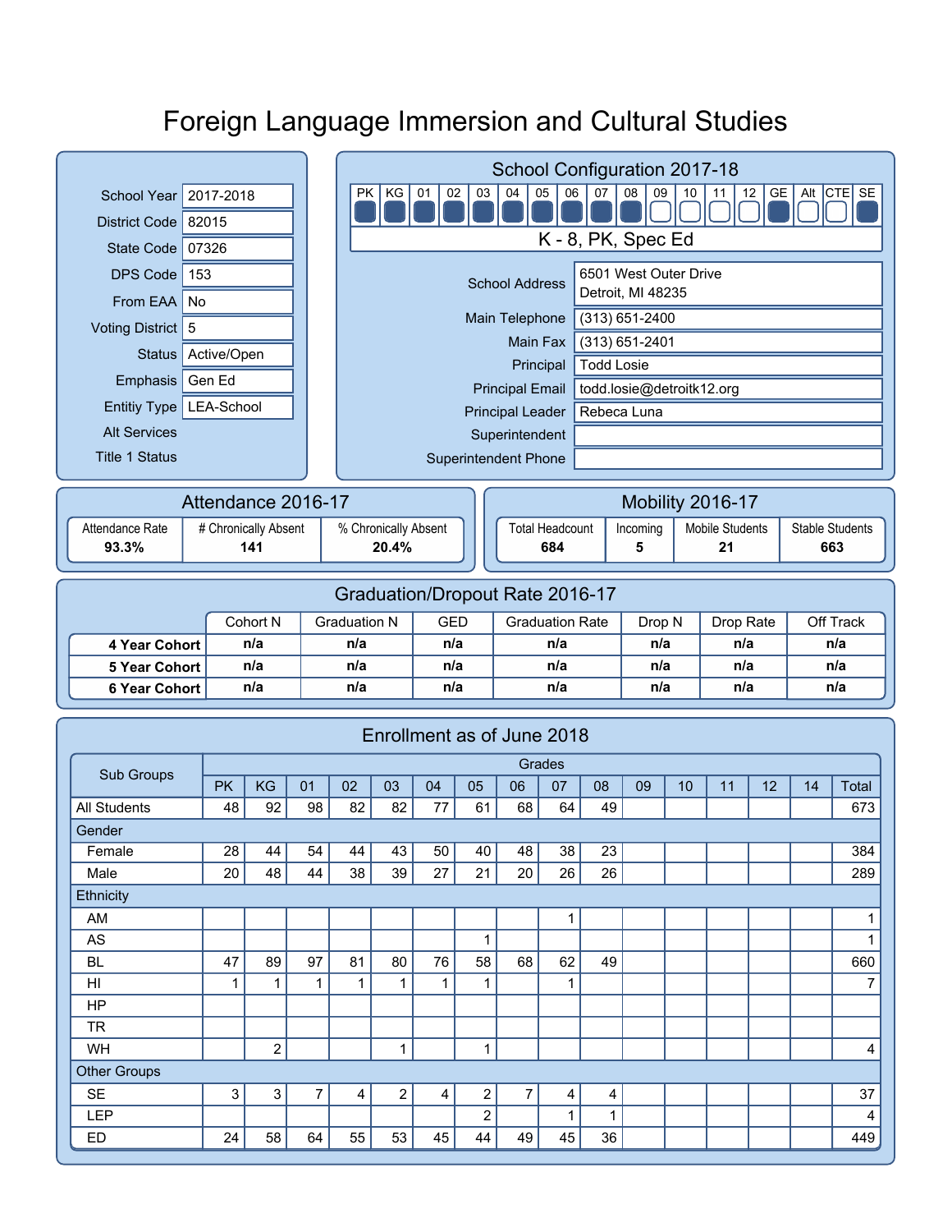# Foreign Language Immersion and Cultural Studies

| | |
|---|---|
| School Year | 2017-2018 |
| District Code | 82015 |
| State Code | 07326 |
| DPS Code | 153 |
| From EAA | No |
| Voting District | 5 |
| Status | Active/Open |
| Emphasis | Gen Ed |
| Entitiy Type | LEA-School |
| Alt Services | |
| Title 1 Status | |

## School Configuration 2017-18

| PK | KG | 01 | 02 | 03 | 04 | 05 | 06 | 07 | 08 | 09 | 10 | 11 | 12 | GE | Alt | CTE | SE |
|---|---|---|---|---|---|---|---|---|---|---|---|---|---|---|---|---|---|
| ■ | ■ | ■ | ■ | ■ | ■ | ■ | ■ | ■ | ■ | □ | □ | □ | □ | ■ | □ | □ | ■ |

K - 8, PK, Spec Ed

| | |
|---|---|
| School Address | 6501 West Outer Drive<br>Detroit, MI 48235 |
| Main Telephone | (313) 651-2400 |
| Main Fax | (313) 651-2401 |
| Principal | Todd Losie |
| Principal Email | todd.losie@detroitk12.org |
| Principal Leader | Rebeca Luna |
| Superintendent | |
| Superintendent Phone | |

## Attendance 2016-17

| Attendance Rate | # Chronically Absent | % Chronically Absent |
|---|---|---|
| **93.3%** | **141** | **20.4%** |

## Mobility 2016-17

| Total Headcount | Incoming | Mobile Students | Stable Students |
|---|---|---|---|
| **684** | **5** | **21** | **663** |

## Graduation/Dropout Rate 2016-17

| | Cohort N | Graduation N | GED | Graduation Rate | Drop N | Drop Rate | Off Track |
|---|---|---|---|---|---|---|---|
| **4 Year Cohort** | **n/a** | **n/a** | **n/a** | **n/a** | **n/a** | **n/a** | **n/a** |
| **5 Year Cohort** | **n/a** | **n/a** | **n/a** | **n/a** | **n/a** | **n/a** | **n/a** |
| **6 Year Cohort** | **n/a** | **n/a** | **n/a** | **n/a** | **n/a** | **n/a** | **n/a** |

## Enrollment as of June 2018

| Sub Groups | Grades | | | | | | | | | | | | | | |
|---|---|---|---|---|---|---|---|---|---|---|---|---|---|---|---|
| | PK | KG | 01 | 02 | 03 | 04 | 05 | 06 | 07 | 08 | 09 | 10 | 11 | 12 | 14 | Total |
| All Students | 48 | 92 | 98 | 82 | 82 | 77 | 61 | 68 | 64 | 49 | | | | | | 673 |
| Gender | | | | | | | | | | | | | | | | |
| Female | 28 | 44 | 54 | 44 | 43 | 50 | 40 | 48 | 38 | 23 | | | | | | 384 |
| Male | 20 | 48 | 44 | 38 | 39 | 27 | 21 | 20 | 26 | 26 | | | | | | 289 |
| Ethnicity | | | | | | | | | | | | | | | | |
| AM | | | | | | | | | 1 | | | | | | | 1 |
| AS | | | | | | | 1 | | | | | | | | | 1 |
| BL | 47 | 89 | 97 | 81 | 80 | 76 | 58 | 68 | 62 | 49 | | | | | | 660 |
| HI | 1 | 1 | 1 | 1 | 1 | 1 | 1 | | 1 | | | | | | | 7 |
| HP | | | | | | | | | | | | | | | | |
| TR | | | | | | | | | | | | | | | | |
| WH | | 2 | | | 1 | | 1 | | | | | | | | | 4 |
| Other Groups | | | | | | | | | | | | | | | | |
| SE | 3 | 3 | 7 | 4 | 2 | 4 | 2 | 7 | 4 | 4 | | | | | | 37 |
| LEP | | | | | | | 2 | | 1 | 1 | | | | | | 4 |
| ED | 24 | 58 | 64 | 55 | 53 | 45 | 44 | 49 | 45 | 36 | | | | | | 449 |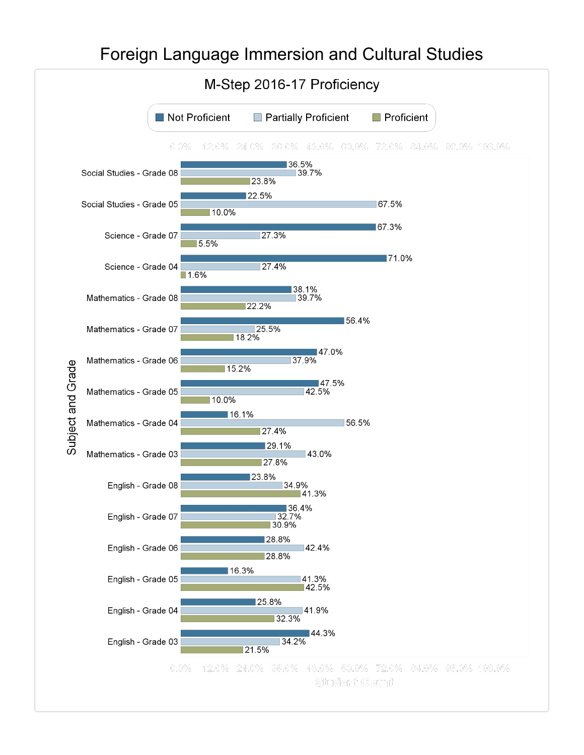# Foreign Language Immersion and Cultural Studies

## M-Step 2016-17 Proficiency

| Subject and Grade | Not Proficient | Partially Proficient | Proficient |
| --- | --- | --- | --- |
| Social Studies - Grade 08 | 36.5% | 39.7% | 23.8% |
| Social Studies - Grade 05 | 22.5% | 67.5% | 10.0% |
| Science - Grade 07 | 67.3% | 27.3% | 5.5% |
| Science - Grade 04 | 71.0% | 27.4% | 1.6% |
| Mathematics - Grade 08 | 38.1% | 39.7% | 22.2% |
| Mathematics - Grade 07 | 56.4% | 25.5% | 18.2% |
| Mathematics - Grade 06 | 47.0% | 37.9% | 15.2% |
| Mathematics - Grade 05 | 47.5% | 42.5% | 10.0% |
| Mathematics - Grade 04 | 16.1% | 56.5% | 27.4% |
| Mathematics - Grade 03 | 29.1% | 43.0% | 27.8% |
| English - Grade 08 | 23.8% | 34.9% | 41.3% |
| English - Grade 07 | 36.4% | 32.7% | 30.9% |
| English - Grade 06 | 28.8% | 42.4% | 28.8% |
| English - Grade 05 | 16.3% | 41.3% | 42.5% |
| English - Grade 04 | 25.8% | 41.9% | 32.3% |
| English - Grade 03 | 44.3% | 34.2% | 21.5% |

Student Count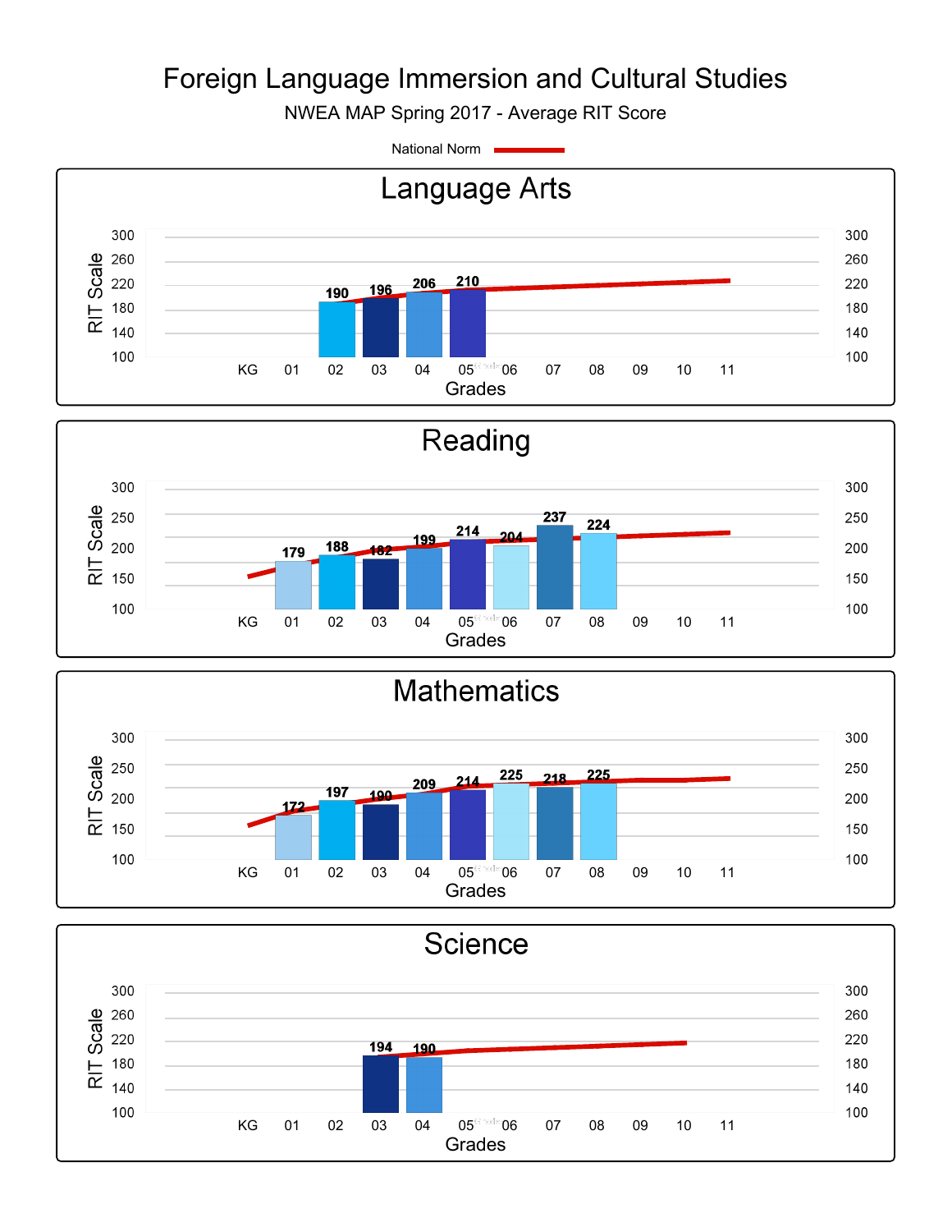# Foreign Language Immersion and Cultural Studies

NWEA MAP Spring 2017 - Average RIT Score

National Norm

## Language Arts

| Grade | KG | 01 | 02 | 03 | 04 | 05 | 06 | 07 | 08 | 09 | 10 | 11 |
|---|---|---|---|---|---|---|---|---|---|---|---|---|
| Average RIT Score | | | 190 | 196 | 206 | 210 | | | | | | |

## Reading

| Grade | KG | 01 | 02 | 03 | 04 | 05 | 06 | 07 | 08 | 09 | 10 | 11 |
|---|---|---|---|---|---|---|---|---|---|---|---|---|
| Average RIT Score | | 179 | 188 | 182 | 199 | 214 | 204 | 237 | 224 | | | |

## Mathematics

| Grade | KG | 01 | 02 | 03 | 04 | 05 | 06 | 07 | 08 | 09 | 10 | 11 |
|---|---|---|---|---|---|---|---|---|---|---|---|---|
| Average RIT Score | | 172 | 197 | 190 | 209 | 214 | 225 | 218 | 225 | | | |

## Science

| Grade | KG | 01 | 02 | 03 | 04 | 05 | 06 | 07 | 08 | 09 | 10 | 11 |
|---|---|---|---|---|---|---|---|---|---|---|---|---|
| Average RIT Score | | | | 194 | 190 | | | | | | | |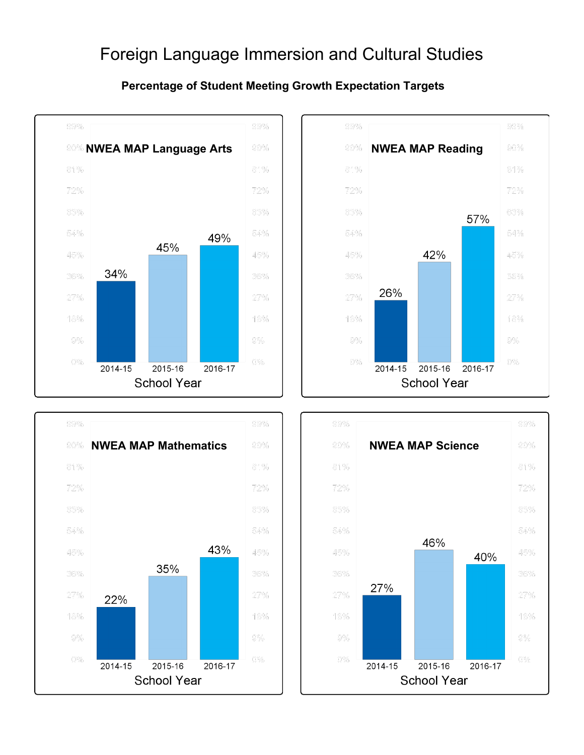# Foreign Language Immersion and Cultural Studies

**Percentage of Student Meeting Growth Expectation Targets**

**NWEA MAP Language Arts**

34%
45%
49%

2014-15
2015-16
2016-17

School Year

**NWEA MAP Reading**

26%
42%
57%

2014-15
2015-16
2016-17

School Year

**NWEA MAP Mathematics**

22%
35%
43%

2014-15
2015-16
2016-17

School Year

**NWEA MAP Science**

27%
46%
40%

2014-15
2015-16
2016-17

School Year